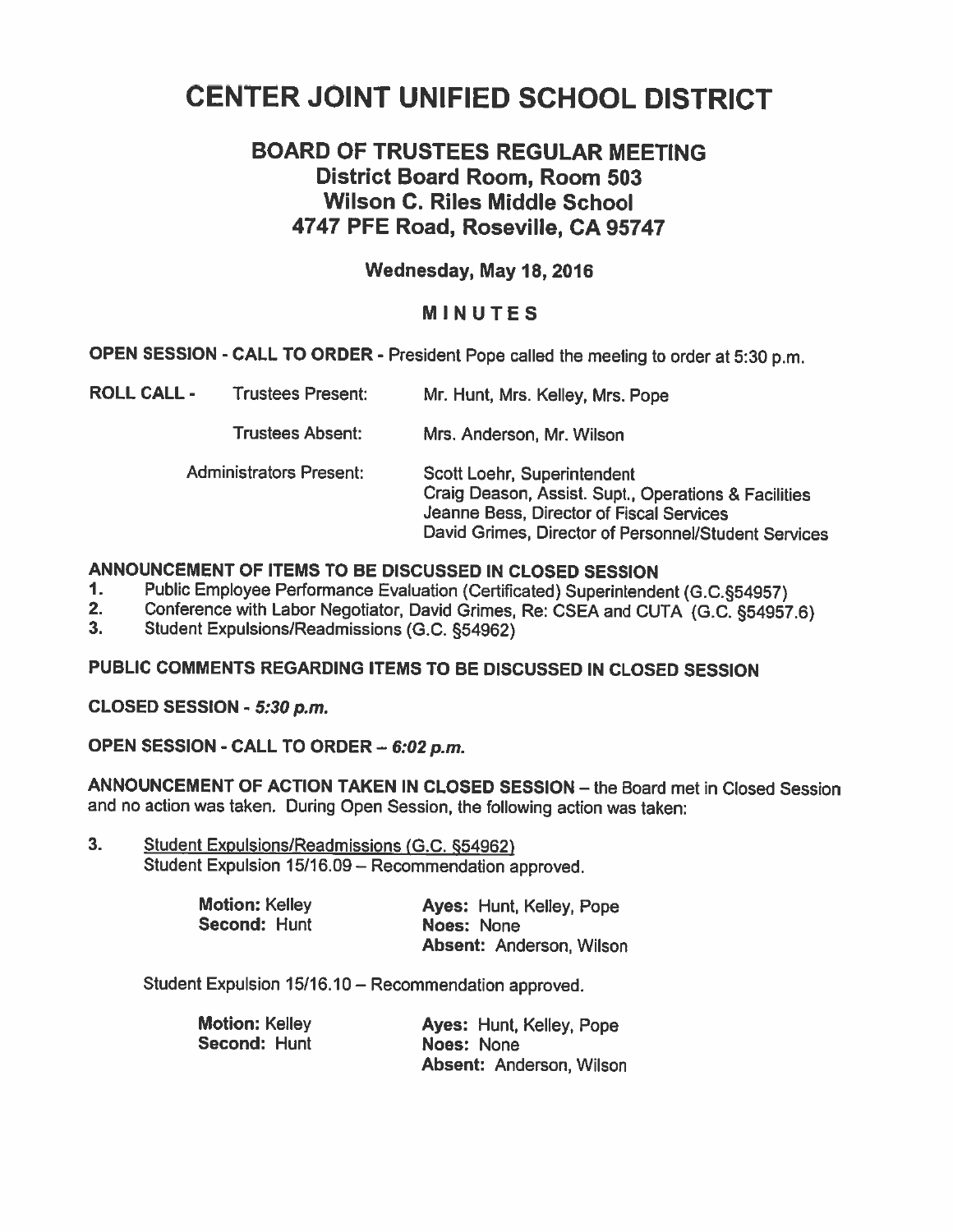# CENTER JOINT UNIFIED SCHOOL DISTRICT

## BOARD OF TRUSTEES REGULAR MEETING
## District Board Room, Room 503
## Wilson C. Riles Middle School
## 4747 PFE Road, Roseville, CA 95747

### Wednesday, May 18, 2016

### MINUTES

**OPEN SESSION - CALL TO ORDER -** President Pope called the meeting to order at 5:30 p.m.

**ROLL CALL -** Trustees Present: Mr. Hunt, Mrs. Kelley, Mrs. Pope

Trustees Absent: Mrs. Anderson, Mr. Wilson

Administrators Present:
Scott Loehr, Superintendent
Craig Deason, Assist. Supt., Operations & Facilities
Jeanne Bess, Director of Fiscal Services
David Grimes, Director of Personnel/Student Services

**ANNOUNCEMENT OF ITEMS TO BE DISCUSSED IN CLOSED SESSION**

1. Public Employee Performance Evaluation (Certificated) Superintendent (G.C.§54957)
2. Conference with Labor Negotiator, David Grimes, Re: CSEA and CUTA (G.C. §54957.6)
3. Student Expulsions/Readmissions (G.C. §54962)

**PUBLIC COMMENTS REGARDING ITEMS TO BE DISCUSSED IN CLOSED SESSION**

**CLOSED SESSION -** ***5:30 p.m.***

**OPEN SESSION - CALL TO ORDER –** ***6:02 p.m.***

**ANNOUNCEMENT OF ACTION TAKEN IN CLOSED SESSION** – the Board met in Closed Session and no action was taken. During Open Session, the following action was taken:

3. Student Expulsions/Readmissions (G.C. §54962)
   Student Expulsion 15/16.09 – Recommendation approved.

   **Motion:** Kelley
   **Second:** Hunt
   **Ayes:** Hunt, Kelley, Pope
   **Noes:** None
   **Absent:** Anderson, Wilson

   Student Expulsion 15/16.10 – Recommendation approved.

   **Motion:** Kelley
   **Second:** Hunt
   **Ayes:** Hunt, Kelley, Pope
   **Noes:** None
   **Absent:** Anderson, Wilson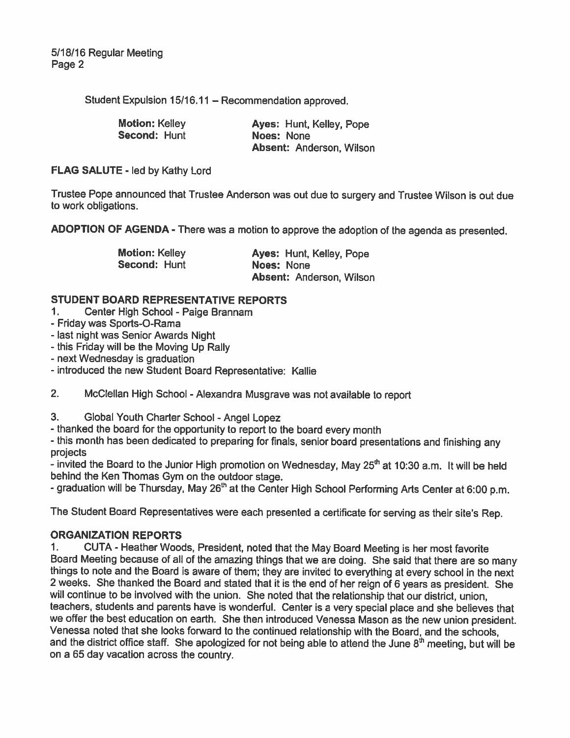Student Expulsion 15/16.11 – Recommendation approved.

| | |
|---|---|
| **Motion:** Kelley | **Ayes:** Hunt, Kelley, Pope |
| **Second:** Hunt | **Noes:** None |
| | **Absent:** Anderson, Wilson |

**FLAG SALUTE** - led by Kathy Lord

Trustee Pope announced that Trustee Anderson was out due to surgery and Trustee Wilson is out due to work obligations.

**ADOPTION OF AGENDA** - There was a motion to approve the adoption of the agenda as presented.

| | |
|---|---|
| **Motion:** Kelley | **Ayes:** Hunt, Kelley, Pope |
| **Second:** Hunt | **Noes:** None |
| | **Absent:** Anderson, Wilson |

**STUDENT BOARD REPRESENTATIVE REPORTS**

1. Center High School - Paige Brannam
- Friday was Sports-O-Rama
- last night was Senior Awards Night
- this Friday will be the Moving Up Rally
- next Wednesday is graduation
- introduced the new Student Board Representative: Kallie

2. McClellan High School - Alexandra Musgrave was not available to report

3. Global Youth Charter School - Angel Lopez
- thanked the board for the opportunity to report to the board every month
- this month has been dedicated to preparing for finals, senior board presentations and finishing any projects
- invited the Board to the Junior High promotion on Wednesday, May 25th at 10:30 a.m. It will be held behind the Ken Thomas Gym on the outdoor stage.
- graduation will be Thursday, May 26th at the Center High School Performing Arts Center at 6:00 p.m.

The Student Board Representatives were each presented a certificate for serving as their site's Rep.

**ORGANIZATION REPORTS**

1. CUTA - Heather Woods, President, noted that the May Board Meeting is her most favorite Board Meeting because of all of the amazing things that we are doing. She said that there are so many things to note and the Board is aware of them; they are invited to everything at every school in the next 2 weeks. She thanked the Board and stated that it is the end of her reign of 6 years as president. She will continue to be involved with the union. She noted that the relationship that our district, union, teachers, students and parents have is wonderful. Center is a very special place and she believes that we offer the best education on earth. She then introduced Venessa Mason as the new union president. Venessa noted that she looks forward to the continued relationship with the Board, and the schools, and the district office staff. She apologized for not being able to attend the June 8th meeting, but will be on a 65 day vacation across the country.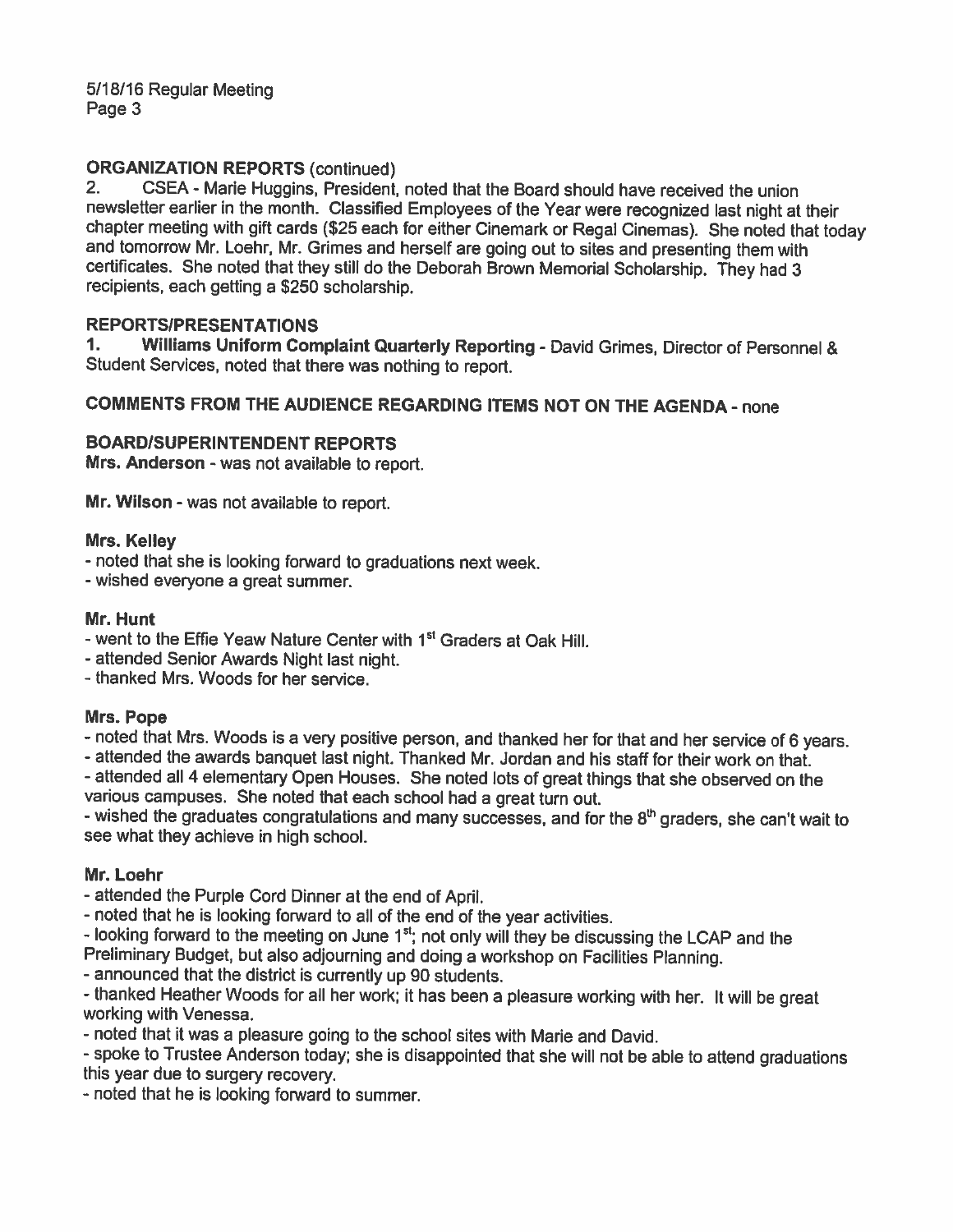**ORGANIZATION REPORTS** (continued)

2. CSEA - Marie Huggins, President, noted that the Board should have received the union newsletter earlier in the month. Classified Employees of the Year were recognized last night at their chapter meeting with gift cards ($25 each for either Cinemark or Regal Cinemas). She noted that today and tomorrow Mr. Loehr, Mr. Grimes and herself are going out to sites and presenting them with certificates. She noted that they still do the Deborah Brown Memorial Scholarship. They had 3 recipients, each getting a $250 scholarship.

**REPORTS/PRESENTATIONS**

1. **Williams Uniform Complaint Quarterly Reporting** - David Grimes, Director of Personnel & Student Services, noted that there was nothing to report.

**COMMENTS FROM THE AUDIENCE REGARDING ITEMS NOT ON THE AGENDA** - none

**BOARD/SUPERINTENDENT REPORTS**

**Mrs. Anderson** - was not available to report.

**Mr. Wilson** - was not available to report.

**Mrs. Kelley**

- noted that she is looking forward to graduations next week.
- wished everyone a great summer.

**Mr. Hunt**

- went to the Effie Yeaw Nature Center with 1st Graders at Oak Hill.
- attended Senior Awards Night last night.
- thanked Mrs. Woods for her service.

**Mrs. Pope**

- noted that Mrs. Woods is a very positive person, and thanked her for that and her service of 6 years.
- attended the awards banquet last night. Thanked Mr. Jordan and his staff for their work on that.
- attended all 4 elementary Open Houses. She noted lots of great things that she observed on the various campuses. She noted that each school had a great turn out.
- wished the graduates congratulations and many successes, and for the 8th graders, she can't wait to see what they achieve in high school.

**Mr. Loehr**

- attended the Purple Cord Dinner at the end of April.
- noted that he is looking forward to all of the end of the year activities.
- looking forward to the meeting on June 1st; not only will they be discussing the LCAP and the Preliminary Budget, but also adjourning and doing a workshop on Facilities Planning.
- announced that the district is currently up 90 students.
- thanked Heather Woods for all her work; it has been a pleasure working with her. It will be great working with Venessa.
- noted that it was a pleasure going to the school sites with Marie and David.
- spoke to Trustee Anderson today; she is disappointed that she will not be able to attend graduations this year due to surgery recovery.
- noted that he is looking forward to summer.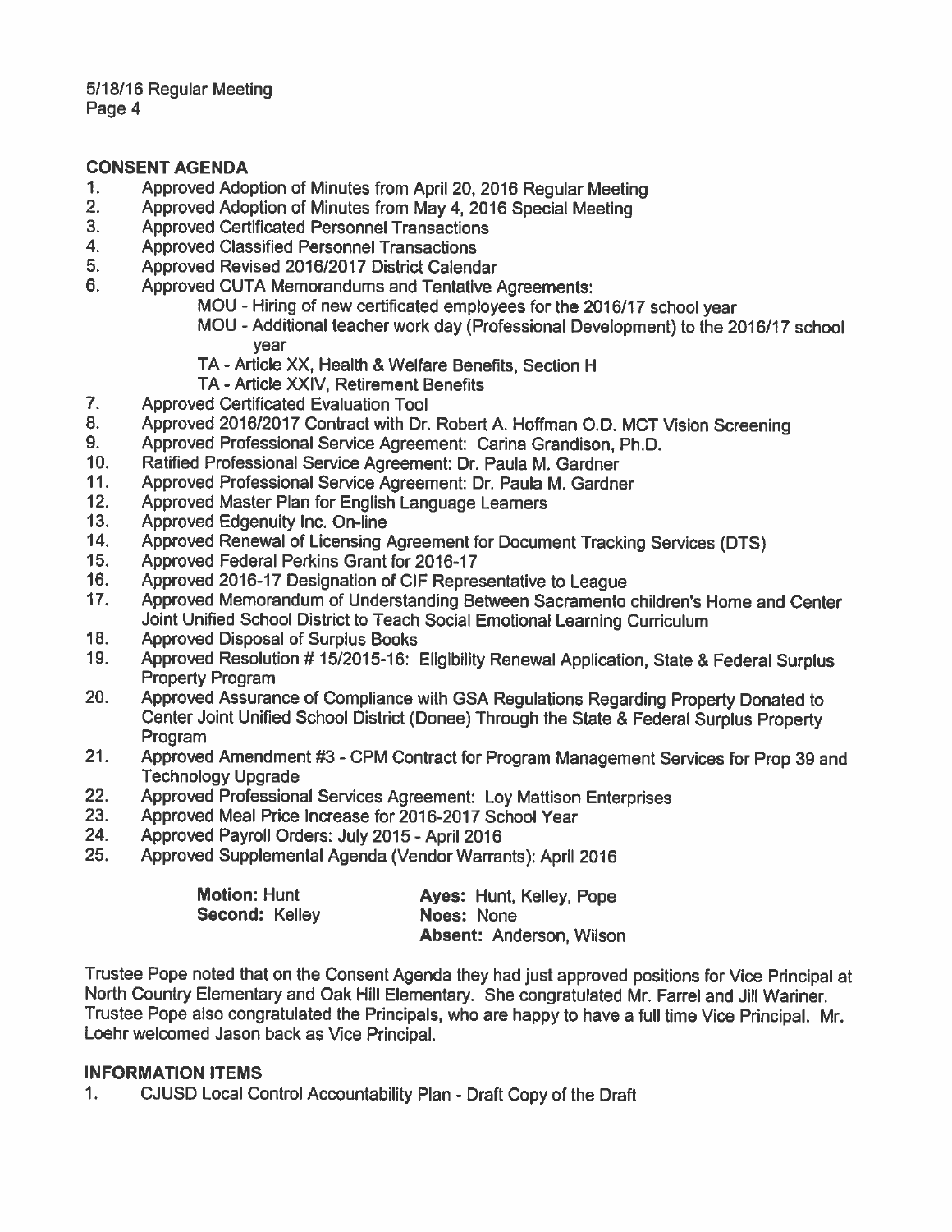## CONSENT AGENDA

1. Approved Adoption of Minutes from April 20, 2016 Regular Meeting
2. Approved Adoption of Minutes from May 4, 2016 Special Meeting
3. Approved Certificated Personnel Transactions
4. Approved Classified Personnel Transactions
5. Approved Revised 2016/2017 District Calendar
6. Approved CUTA Memorandums and Tentative Agreements:
   - MOU - Hiring of new certificated employees for the 2016/17 school year
   - MOU - Additional teacher work day (Professional Development) to the 2016/17 school year
   - TA - Article XX, Health & Welfare Benefits, Section H
   - TA - Article XXIV, Retirement Benefits
7. Approved Certificated Evaluation Tool
8. Approved 2016/2017 Contract with Dr. Robert A. Hoffman O.D. MCT Vision Screening
9. Approved Professional Service Agreement: Carina Grandison, Ph.D.
10. Ratified Professional Service Agreement: Dr. Paula M. Gardner
11. Approved Professional Service Agreement: Dr. Paula M. Gardner
12. Approved Master Plan for English Language Learners
13. Approved Edgenuity Inc. On-line
14. Approved Renewal of Licensing Agreement for Document Tracking Services (DTS)
15. Approved Federal Perkins Grant for 2016-17
16. Approved 2016-17 Designation of CIF Representative to League
17. Approved Memorandum of Understanding Between Sacramento children's Home and Center Joint Unified School District to Teach Social Emotional Learning Curriculum
18. Approved Disposal of Surplus Books
19. Approved Resolution # 15/2015-16: Eligibility Renewal Application, State & Federal Surplus Property Program
20. Approved Assurance of Compliance with GSA Regulations Regarding Property Donated to Center Joint Unified School District (Donee) Through the State & Federal Surplus Property Program
21. Approved Amendment #3 - CPM Contract for Program Management Services for Prop 39 and Technology Upgrade
22. Approved Professional Services Agreement: Loy Mattison Enterprises
23. Approved Meal Price Increase for 2016-2017 School Year
24. Approved Payroll Orders: July 2015 - April 2016
25. Approved Supplemental Agenda (Vendor Warrants): April 2016

| | |
|---|---|
| **Motion:** Hunt | **Ayes:** Hunt, Kelley, Pope |
| **Second:** Kelley | **Noes:** None |
| | **Absent:** Anderson, Wilson |

Trustee Pope noted that on the Consent Agenda they had just approved positions for Vice Principal at North Country Elementary and Oak Hill Elementary. She congratulated Mr. Farrel and Jill Wariner. Trustee Pope also congratulated the Principals, who are happy to have a full time Vice Principal. Mr. Loehr welcomed Jason back as Vice Principal.

## INFORMATION ITEMS

1. CJUSD Local Control Accountability Plan - Draft Copy of the Draft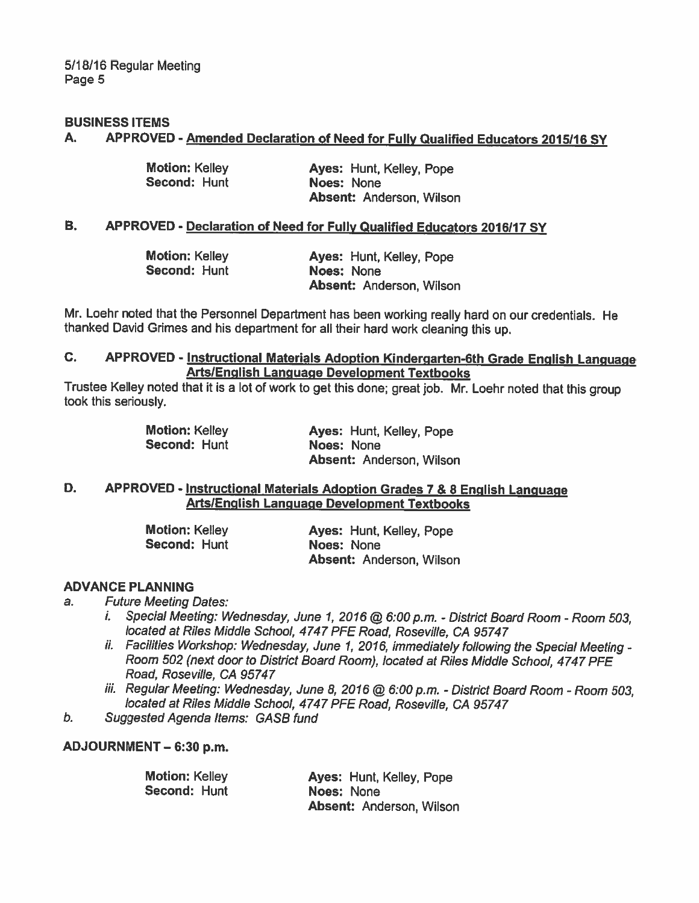## BUSINESS ITEMS

### A. APPROVED - Amended Declaration of Need for Fully Qualified Educators 2015/16 SY

| | |
|---|---|
| **Motion:** Kelley | **Ayes:** Hunt, Kelley, Pope |
| **Second:** Hunt | **Noes:** None |
| | **Absent:** Anderson, Wilson |

### B. APPROVED - Declaration of Need for Fully Qualified Educators 2016/17 SY

| | |
|---|---|
| **Motion:** Kelley | **Ayes:** Hunt, Kelley, Pope |
| **Second:** Hunt | **Noes:** None |
| | **Absent:** Anderson, Wilson |

Mr. Loehr noted that the Personnel Department has been working really hard on our credentials. He thanked David Grimes and his department for all their hard work cleaning this up.

### C. APPROVED - Instructional Materials Adoption Kindergarten-6th Grade English Language Arts/English Language Development Textbooks

Trustee Kelley noted that it is a lot of work to get this done; great job. Mr. Loehr noted that this group took this seriously.

| | |
|---|---|
| **Motion:** Kelley | **Ayes:** Hunt, Kelley, Pope |
| **Second:** Hunt | **Noes:** None |
| | **Absent:** Anderson, Wilson |

### D. APPROVED - Instructional Materials Adoption Grades 7 & 8 English Language Arts/English Language Development Textbooks

| | |
|---|---|
| **Motion:** Kelley | **Ayes:** Hunt, Kelley, Pope |
| **Second:** Hunt | **Noes:** None |
| | **Absent:** Anderson, Wilson |

## ADVANCE PLANNING

a. *Future Meeting Dates:*
   - i. *Special Meeting: Wednesday, June 1, 2016 @ 6:00 p.m. - District Board Room - Room 503, located at Riles Middle School, 4747 PFE Road, Roseville, CA 95747*
   - ii. *Facilities Workshop: Wednesday, June 1, 2016, immediately following the Special Meeting - Room 502 (next door to District Board Room), located at Riles Middle School, 4747 PFE Road, Roseville, CA 95747*
   - iii. *Regular Meeting: Wednesday, June 8, 2016 @ 6:00 p.m. - District Board Room - Room 503, located at Riles Middle School, 4747 PFE Road, Roseville, CA 95747*

b. *Suggested Agenda Items: GASB fund*

## ADJOURNMENT – 6:30 p.m.

| | |
|---|---|
| **Motion:** Kelley | **Ayes:** Hunt, Kelley, Pope |
| **Second:** Hunt | **Noes:** None |
| | **Absent:** Anderson, Wilson |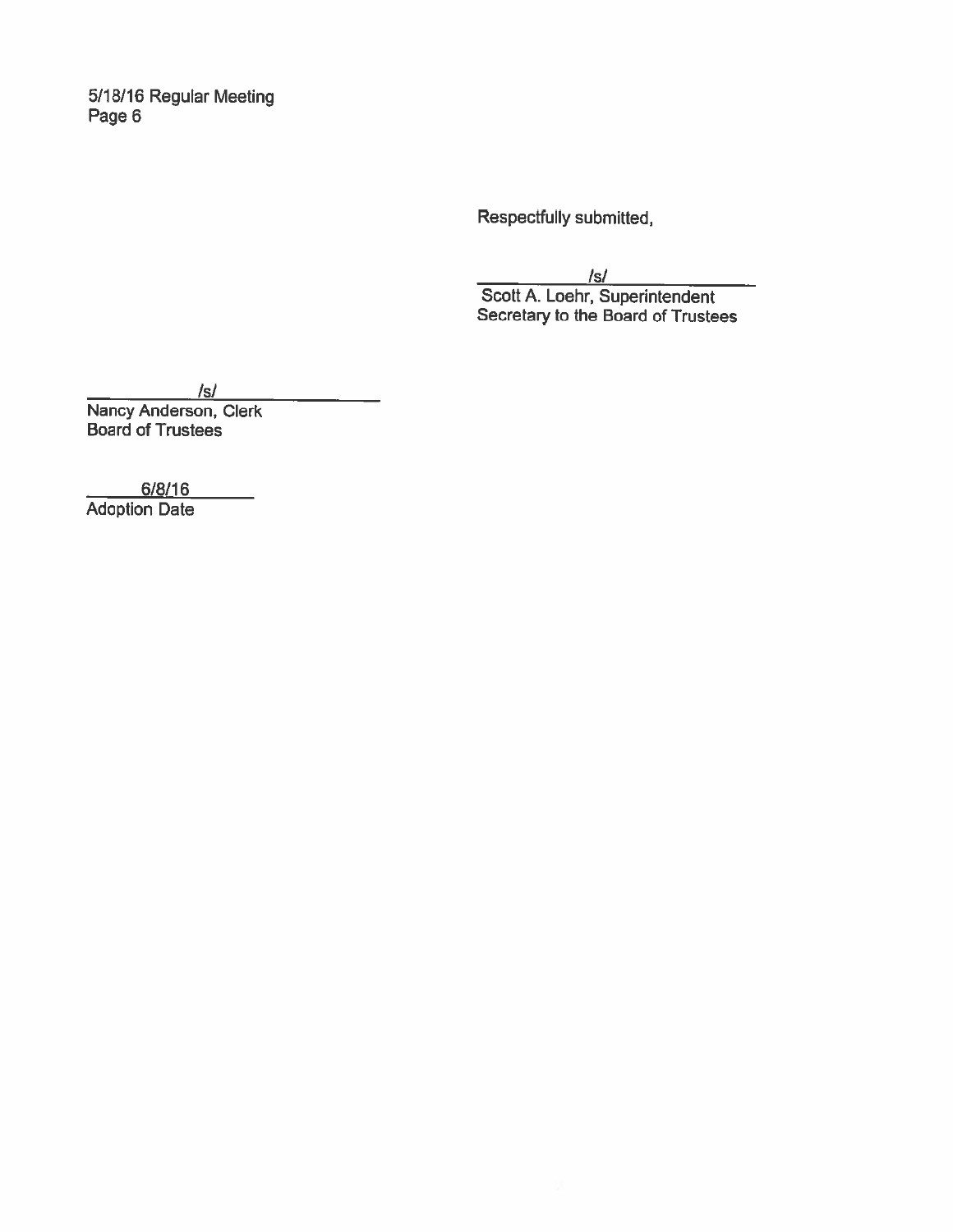Respectfully submitted,

/s/

Scott A. Loehr, Superintendent
Secretary to the Board of Trustees

/s/

Nancy Anderson, Clerk
Board of Trustees

6/8/16

Adoption Date